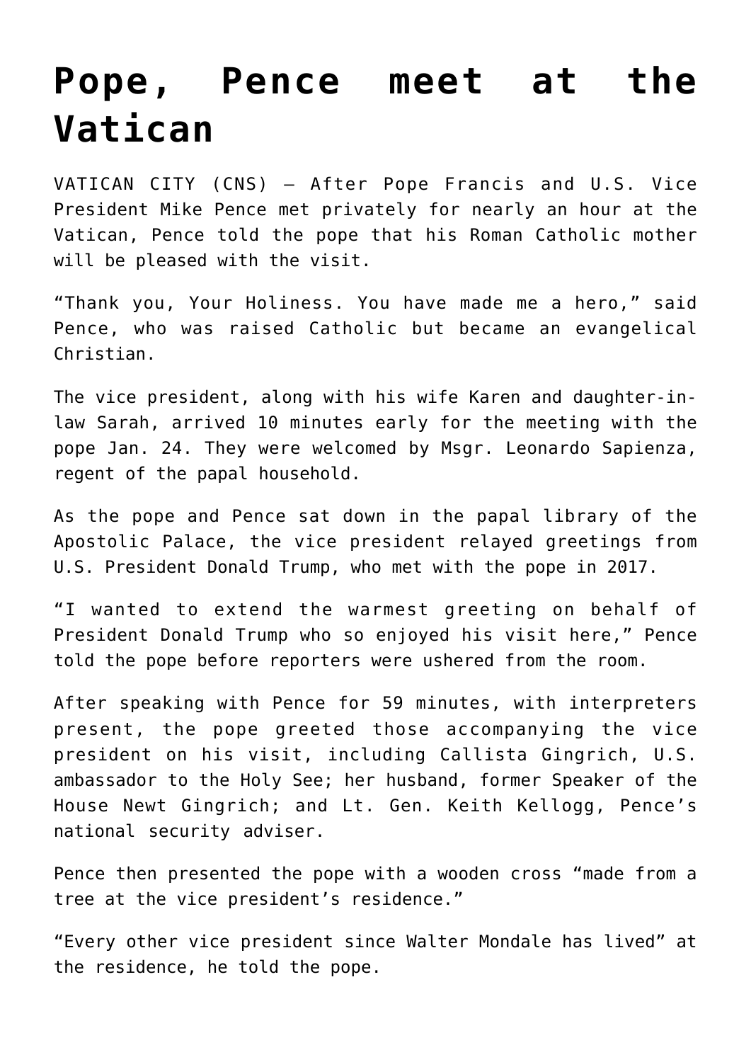# Pope, Pence meet at the Vatican

VATICAN CITY (CNS) — After Pope Francis and U.S. Vice President Mike Pence met privately for nearly an hour at the Vatican, Pence told the pope that his Roman Catholic mother will be pleased with the visit.

"Thank you, Your Holiness. You have made me a hero," said Pence, who was raised Catholic but became an evangelical Christian.

The vice president, along with his wife Karen and daughter-in-law Sarah, arrived 10 minutes early for the meeting with the pope Jan. 24. They were welcomed by Msgr. Leonardo Sapienza, regent of the papal household.

As the pope and Pence sat down in the papal library of the Apostolic Palace, the vice president relayed greetings from U.S. President Donald Trump, who met with the pope in 2017.

"I wanted to extend the warmest greeting on behalf of President Donald Trump who so enjoyed his visit here," Pence told the pope before reporters were ushered from the room.

After speaking with Pence for 59 minutes, with interpreters present, the pope greeted those accompanying the vice president on his visit, including Callista Gingrich, U.S. ambassador to the Holy See; her husband, former Speaker of the House Newt Gingrich; and Lt. Gen. Keith Kellogg, Pence's national security adviser.

Pence then presented the pope with a wooden cross "made from a tree at the vice president's residence."

"Every other vice president since Walter Mondale has lived" at the residence, he told the pope.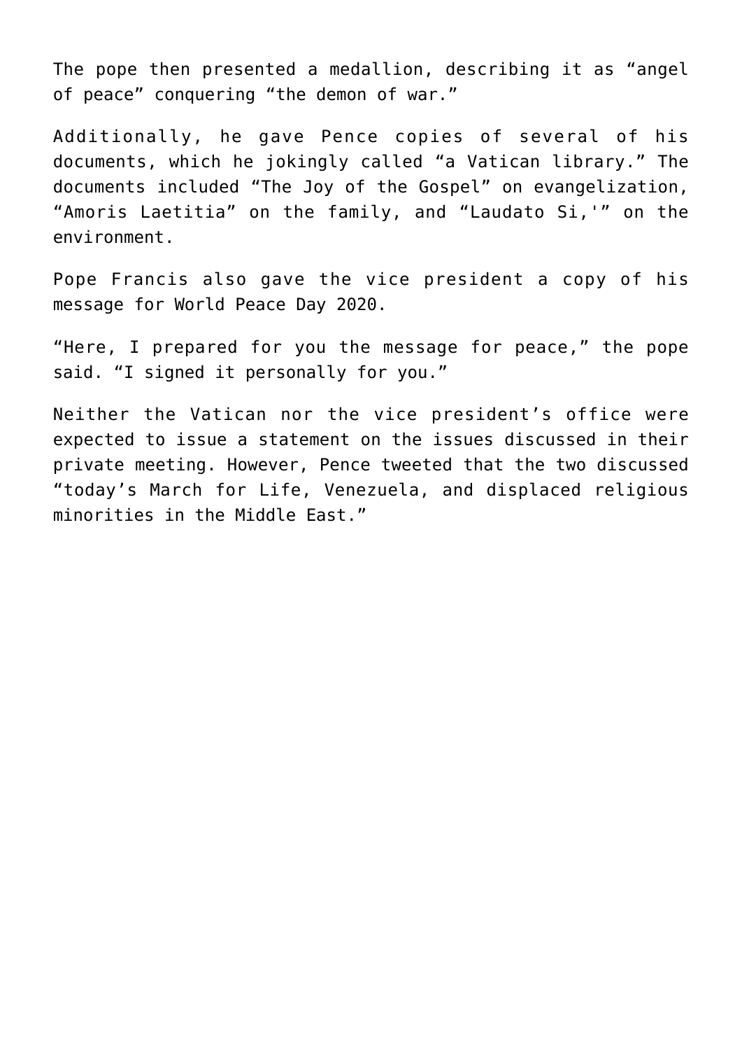The pope then presented a medallion, describing it as "angel of peace" conquering "the demon of war."

Additionally, he gave Pence copies of several of his documents, which he jokingly called "a Vatican library." The documents included "The Joy of the Gospel" on evangelization, "Amoris Laetitia" on the family, and "Laudato Si,'" on the environment.

Pope Francis also gave the vice president a copy of his message for World Peace Day 2020.

"Here, I prepared for you the message for peace," the pope said. "I signed it personally for you."

Neither the Vatican nor the vice president's office were expected to issue a statement on the issues discussed in their private meeting. However, Pence tweeted that the two discussed "today's March for Life, Venezuela, and displaced religious minorities in the Middle East."